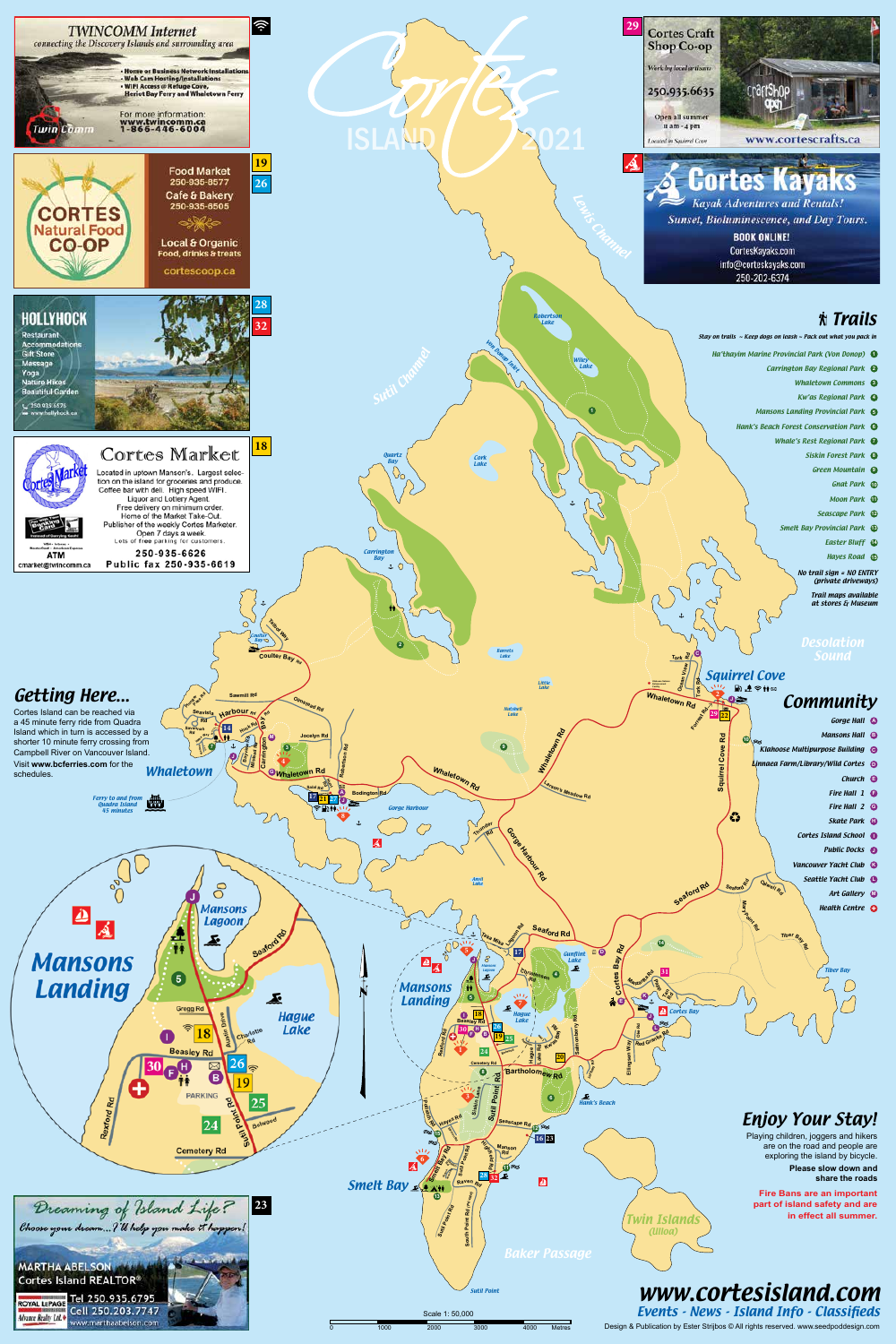# Cortes ISLAND 2021

## TWINCOMM Internet

connecting the Discovery Islands and surrounding area

- Home or Business Network Installations
- Web Cam Hosting/Installations
- WIFI Access @ Refuge Cove, Heriot Bay Ferry and Whaletown Ferry

For more information:
www.twincomm.ca
1-866-446-6004

## Cortes Craft Shop Co-op (29)

Work by local artisans

250.935.6635

Open all summer
11 am - 4 pm

Located in Squirrel Cove

www.cortescrafts.ca

## CORTES Natural Food CO-OP (19, 26)

Food Market
250-935-6577

Cafe & Bakery
250-935-6505

Local & Organic
Food, drinks & treats

cortescoop.ca

## Cortes Kayaks

Kayak Adventures and Rentals!

Sunset, Bioluminescence, and Day Tours.

BOOK ONLINE!
CortesKayaks.com
info@corteskayaks.com
250-202-6374

## HOLLYHOCK (28, 32)

Restaurant
Accommodations
Gift Store
Massage
Yoga
Nature Hikes
Beautiful Garden

250 935 6576
www.hollyhock.ca

## Cortes Market (18)

Located in uptown Manson's. Largest selection on the island for groceries and produce. Coffee bar with deli. High speed WIFI. Liquor and Lottery Agent. Free delivery on minimum order. Home of the Market Take-Out. Publisher of the weekly Cortes Marketer. Open 7 days a week. Lots of free parking for customers.

250-935-6626
Public fax 250-935-6619

ATM
cmarket@twincomm.ca

## Trails

Stay on trails ~ Keep dogs on leash ~ Pack out what you pack in

1. Ha'thayim Marine Provincial Park (Von Donop)
2. Carrington Bay Regional Park
3. Whaletown Commons
4. Kw'as Regional Park
5. Mansons Landing Provincial Park
6. Hank's Beach Forest Conservation Park
7. Whale's Rest Regional Park
8. Siskin Forest Park
9. Green Mountain
10. Gnat Park
11. Moon Park
12. Seascape Park
13. Smelt Bay Provincial Park
14. Easter Bluff
15. Hayes Road

No trail sign = NO ENTRY (private driveways)

Trail maps available at stores & Museum

## Getting Here...

Cortes Island can be reached via a 45 minute ferry ride from Quadra Island which in turn is reached by a shorter 10 minute ferry crossing from Campbell River on Vancouver Island. Visit **www.bcferries.com** for the schedules.

Ferry to and from Quadra Island 45 minutes

## Community

- A. Gorge Hall
- B. Mansons Hall
- C. Klahoose Multipurpose Building
- D. Linnaea Farm/Library/Wild Cortes
- E. Church
- F. Fire Hall 1
- G. Fire Hall 2
- H. Skate Park
- I. Cortes Island School
- J. Public Docks
- K. Vancouver Yacht Club
- L. Seattle Yacht Club
- M. Art Gallery
- Health Centre

## Enjoy Your Stay!

Playing children, joggers and hikers are on the road and people are exploring the island by bicycle.

**Please slow down and share the roads**

Fire Bans are an important part of island safety and are in effect all summer.

## Dreaming of Island Life? (23)

Choose your dream...I'll help you make it happen!

MARTHA ABELSON
Cortes Island REALTOR®

ROYAL LEPAGE Advance Realty Ltd.

Tel 250.935.6795
Cell 250.203.7747
www.marthaabelson.com

Scale 1: 50,000

# www.cortesisland.com

Events - News - Island Info - Classifieds

Design & Publication by Ester Strijbos © All rights reserved. www.seedpoddesign.com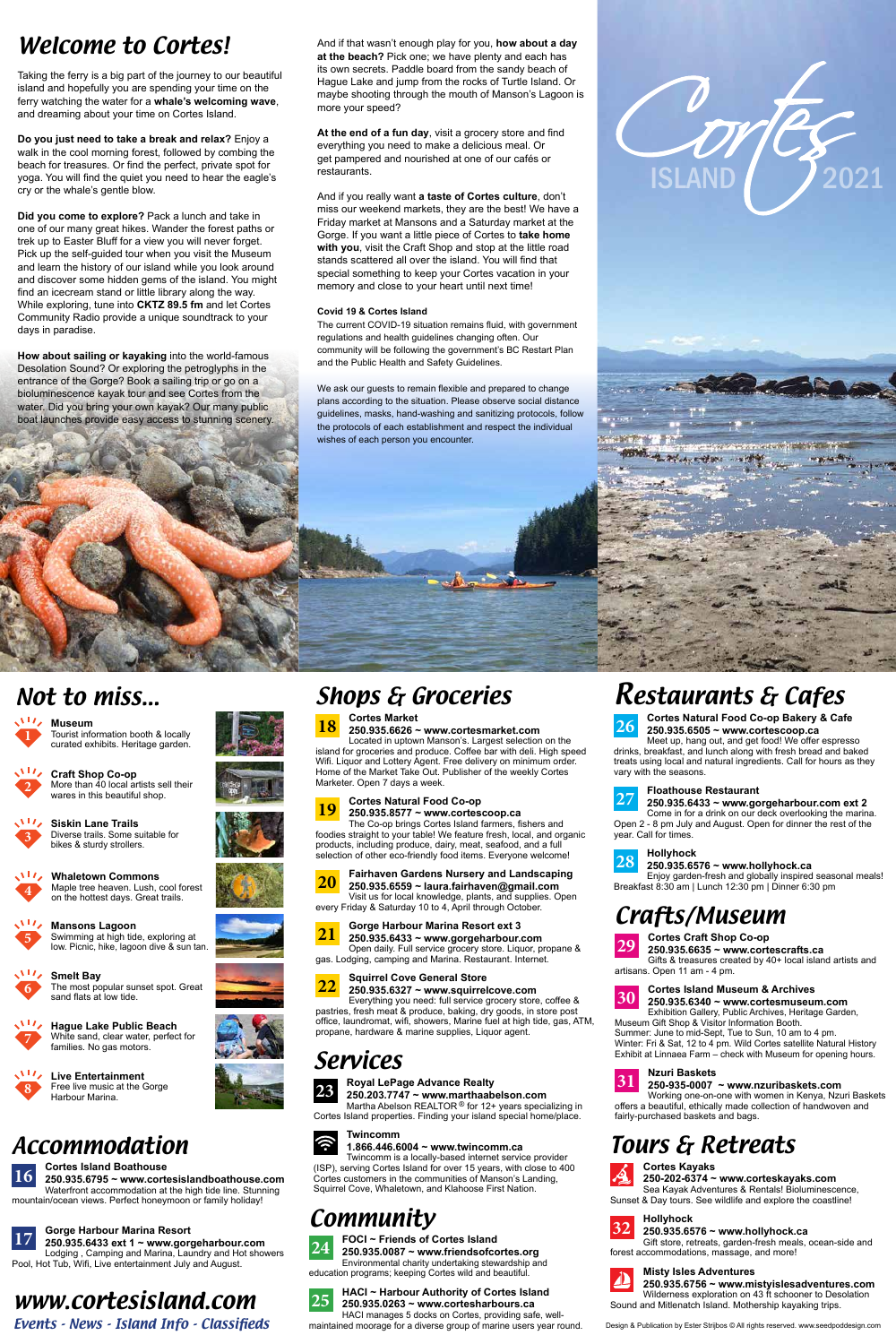# Welcome to Cortes!

Taking the ferry is a big part of the journey to our beautiful island and hopefully you are spending your time on the ferry watching the water for a **whale's welcoming wave**, and dreaming about your time on Cortes Island.

**Do you just need to take a break and relax?** Enjoy a walk in the cool morning forest, followed by combing the beach for treasures. Or find the perfect, private spot for yoga. You will find the quiet you need to hear the eagle's cry or the whale's gentle blow.

**Did you come to explore?** Pack a lunch and take in one of our many great hikes. Wander the forest paths or trek up to Easter Bluff for a view you will never forget. Pick up the self-guided tour when you visit the Museum and learn the history of our island while you look around and discover some hidden gems of the island. You might find an icecream stand or little library along the way. While exploring, tune into **CKTZ 89.5 fm** and let Cortes Community Radio provide a unique soundtrack to your days in paradise.

**How about sailing or kayaking** into the world-famous Desolation Sound? Or exploring the petroglyphs in the entrance of the Gorge? Book a sailing trip or go on a bioluminescence kayak tour and see Cortes from the water. Did you bring your own kayak? Our many public boat launches provide easy access to stunning scenery.

And if that wasn't enough play for you, **how about a day at the beach?** Pick one; we have plenty and each has its own secrets. Paddle board from the sandy beach of Hague Lake and jump from the rocks of Turtle Island. Or maybe shooting through the mouth of Manson's Lagoon is more your speed?

**At the end of a fun day**, visit a grocery store and find everything you need to make a delicious meal. Or get pampered and nourished at one of our cafés or restaurants.

And if you really want **a taste of Cortes culture**, don't miss our weekend markets, they are the best! We have a Friday market at Mansons and a Saturday market at the Gorge. If you want a little piece of Cortes to **take home with you**, visit the Craft Shop and stop at the little road stands scattered all over the island. You will find that special something to keep your Cortes vacation in your memory and close to your heart until next time!

**Covid 19 & Cortes Island**

The current COVID-19 situation remains fluid, with government regulations and health guidelines changing often. Our community will be following the government's BC Restart Plan and the Public Health and Safety Guidelines.

We ask our guests to remain flexible and prepared to change plans according to the situation. Please observe social distance guidelines, masks, hand-washing and sanitizing protocols, follow the protocols of each establishment and respect the individual wishes of each person you encounter.

Cortes ISLAND 2021

# Not to miss...

1. **Museum** Tourist information booth & locally curated exhibits. Heritage garden.
2. **Craft Shop Co-op** More than 40 local artists sell their wares in this beautiful shop.
3. **Siskin Lane Trails** Diverse trails. Some suitable for bikes & sturdy strollers.
4. **Whaletown Commons** Maple tree heaven. Lush, cool forest on the hottest days. Great trails.
5. **Mansons Lagoon** Swimming at high tide, exploring at low. Picnic, hike, lagoon dive & sun tan.
6. **Smelt Bay** The most popular sunset spot. Great sand flats at low tide.
7. **Hague Lake Public Beach** White sand, clear water, perfect for families. No gas motors.
8. **Live Entertainment** Free live music at the Gorge Harbour Marina.

# Accommodation

**16 Cortes Island Boathouse**
**250.935.6795 ~ www.cortesislandboathouse.com**
Waterfront accommodation at the high tide line. Stunning mountain/ocean views. Perfect honeymoon or family holiday!

**17 Gorge Harbour Marina Resort**
**250.935.6433 ext 1 ~ www.gorgeharbour.com**
Lodging , Camping and Marina, Laundry and Hot showers Pool, Hot Tub, Wifi, Live entertainment July and August.

# www.cortesisland.com

*Events - News - Island Info - Classifieds*

# Shops & Groceries

**18 Cortes Market**
**250.935.6626 ~ www.cortesmarket.com**
Located in uptown Manson's. Largest selection on the island for groceries and produce. Coffee bar with deli. High speed Wifi. Liquor and Lottery Agent. Free delivery on minimum order. Home of the Market Take Out. Publisher of the weekly Cortes Marketer. Open 7 days a week.

**19 Cortes Natural Food Co-op**
**250.935.8577 ~ www.cortescoop.ca**
The Co-op brings Cortes Island farmers, fishers and foodies straight to your table! We feature fresh, local, and organic products, including produce, dairy, meat, seafood, and a full selection of other eco-friendly food items. Everyone welcome!

**20 Fairhaven Gardens Nursery and Landscaping**
**250.935.6559 ~ laura.fairhaven@gmail.com**
Visit us for local knowledge, plants, and supplies. Open every Friday & Saturday 10 to 4, April through October.

**21 Gorge Harbour Marina Resort ext 3**
**250.935.6433 ~ www.gorgeharbour.com**
Open daily. Full service grocery store. Liquor, propane & gas. Lodging, camping and Marina. Restaurant. Internet.

**22 Squirrel Cove General Store**
**250.935.6327 ~ www.squirrelcove.com**
Everything you need: full service grocery store, coffee & pastries, fresh meat & produce, baking, dry goods, in store post office, laundromat, wifi, showers, Marine fuel at high tide, gas, ATM, propane, hardware & marine supplies, Liquor agent.

# Services

**23 Royal LePage Advance Realty**
**250.203.7747 ~ www.marthaabelson.com**
Martha Abelson REALTOR ® for 12+ years specializing in Cortes Island properties. Finding your island special home/place.

**Twincomm**
**1.866.446.6004 ~ www.twincomm.ca**
Twincomm is a locally-based internet service provider (ISP), serving Cortes Island for over 15 years, with close to 400 Cortes customers in the communities of Manson's Landing, Squirrel Cove, Whaletown, and Klahoose First Nation.

# Community

**24 FOCI ~ Friends of Cortes Island**
**250.935.0087 ~ www.friendsofcortes.org**
Environmental charity undertaking stewardship and education programs; keeping Cortes wild and beautiful.

**25 HACI ~ Harbour Authority of Cortes Island**
**250.935.0263 ~ www.corteshharbours.ca**
HACI manages 5 docks on Cortes, providing safe, well-maintained moorage for a diverse group of marine users year round.

# Restaurants & Cafes

**26 Cortes Natural Food Co-op Bakery & Cafe**
**250.935.6505 ~ www.cortescoop.ca**
Meet up, hang out, and get food! We offer espresso drinks, breakfast, and lunch along with fresh bread and baked treats using local and natural ingredients. Call for hours as they vary with the seasons.

**27 Floathouse Restaurant**
**250.935.6433 ~ www.gorgeharbour.com ext 2**
Come in for a drink on our deck overlooking the marina. Open 2 - 8 pm July and August. Open for dinner the rest of the year. Call for times.

**28 Hollyhock**
**250.935.6576 ~ www.hollyhock.ca**
Enjoy garden-fresh and globally inspired seasonal meals! Breakfast 8:30 am | Lunch 12:30 pm | Dinner 6:30 pm

# Crafts/Museum

**29 Cortes Craft Shop Co-op**
**250.935.6635 ~ www.cortescrafts.ca**
Gifts & treasures created by 40+ local island artists and artisans. Open 11 am - 4 pm.

**30 Cortes Island Museum & Archives**
**250.935.6340 ~ www.cortesmuseum.com**
Exhibition Gallery, Public Archives, Heritage Garden, Museum Gift Shop & Visitor Information Booth.
Summer: June to mid-Sept, Tue to Sun, 10 am to 4 pm.
Winter: Fri & Sat, 12 to 4 pm. Wild Cortes satellite Natural History Exhibit at Linnaea Farm – check with Museum for opening hours.

**31 Nzuri Baskets**
**250-935-0007 ~ www.nzuribaskets.com**
Working one-on-one with women in Kenya, Nzuri Baskets offers a beautiful, ethically made collection of handwoven and fairly-purchased baskets and bags.

# Tours & Retreats

**Cortes Kayaks**
**250-202-6374 ~ www.corteskayaks.com**
Sea Kayak Adventures & Rentals! Bioluminescence, Sunset & Day tours. See wildlife and explore the coastline!

**32 Hollyhock**
**250.935.6576 ~ www.hollyhock.ca**
Gift store, retreats, garden-fresh meals, ocean-side and forest accommodations, massage, and more!

**Misty Isles Adventures**
**250.935.6756 ~ www.mistyislesadventures.com**
Wilderness exploration on 43 ft schooner to Desolation Sound and Mitlenatch Island. Mothership kayaking trips.

Design & Publication by Ester Strijbos © All rights reserved. www.seedpoddesign.com